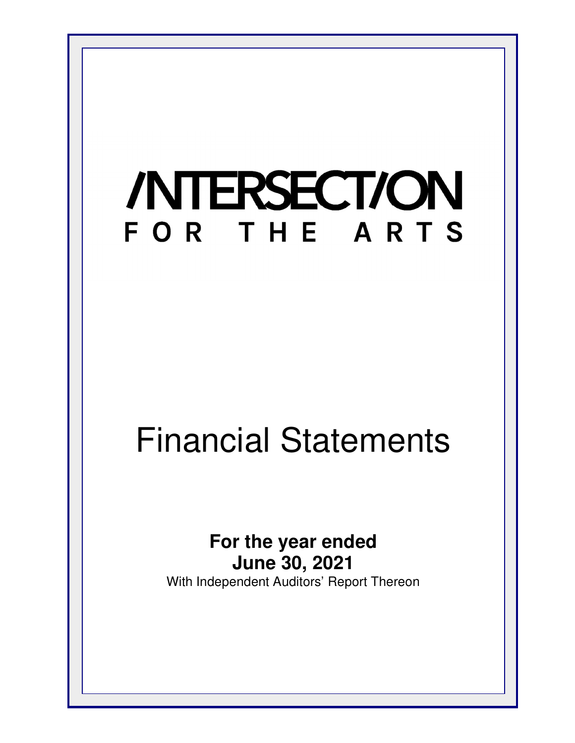# /NTERSECT/ON FOR THE ARTS

# Financial Statements

**For the year ended**
**June 30, 2021**
With Independent Auditors' Report Thereon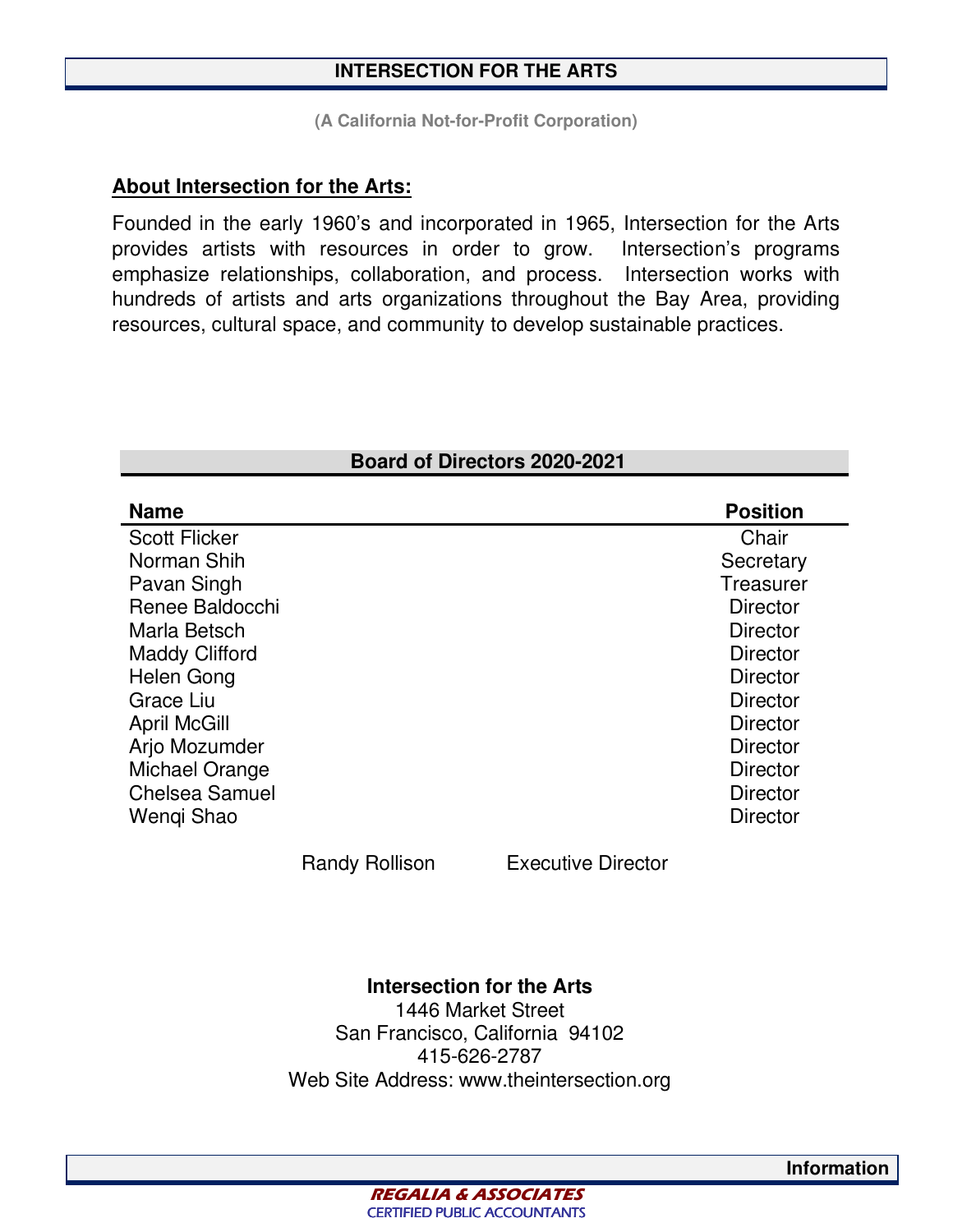# INTERSECTION FOR THE ARTS

**(A California Not-for-Profit Corporation)**

## About Intersection for the Arts:

Founded in the early 1960's and incorporated in 1965, Intersection for the Arts provides artists with resources in order to grow. Intersection's programs emphasize relationships, collaboration, and process. Intersection works with hundreds of artists and arts organizations throughout the Bay Area, providing resources, cultural space, and community to develop sustainable practices.

### Board of Directors 2020-2021

| Name | Position |
|---|---|
| Scott Flicker | Chair |
| Norman Shih | Secretary |
| Pavan Singh | Treasurer |
| Renee Baldocchi | Director |
| Marla Betsch | Director |
| Maddy Clifford | Director |
| Helen Gong | Director |
| Grace Liu | Director |
| April McGill | Director |
| Arjo Mozumder | Director |
| Michael Orange | Director |
| Chelsea Samuel | Director |
| Wenqi Shao | Director |

Randy Rollison    Executive Director

**Intersection for the Arts**
1446 Market Street
San Francisco, California 94102
415-626-2787
Web Site Address: www.theintersection.org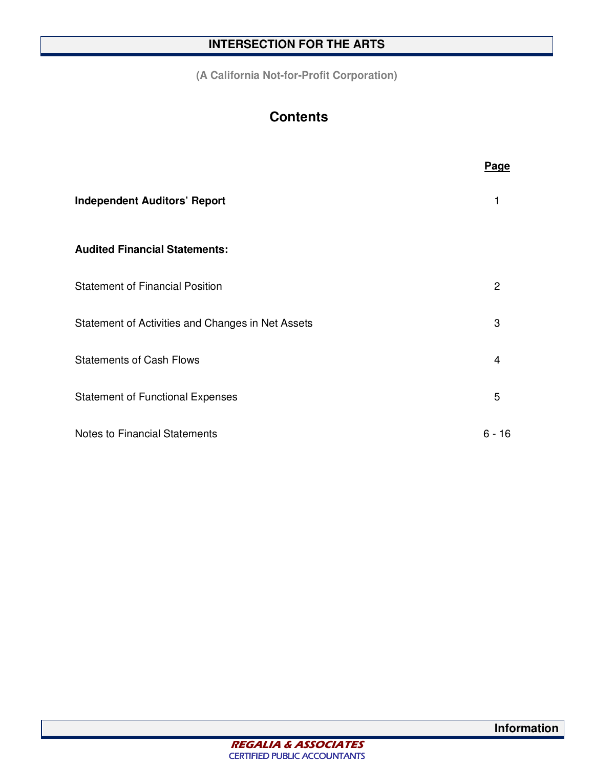# INTERSECTION FOR THE ARTS

**(A California Not-for-Profit Corporation)**

## Contents

| | Page |
|---|---|
| **Independent Auditors' Report** | 1 |
| **Audited Financial Statements:** | |
| Statement of Financial Position | 2 |
| Statement of Activities and Changes in Net Assets | 3 |
| Statements of Cash Flows | 4 |
| Statement of Functional Expenses | 5 |
| Notes to Financial Statements | 6 - 16 |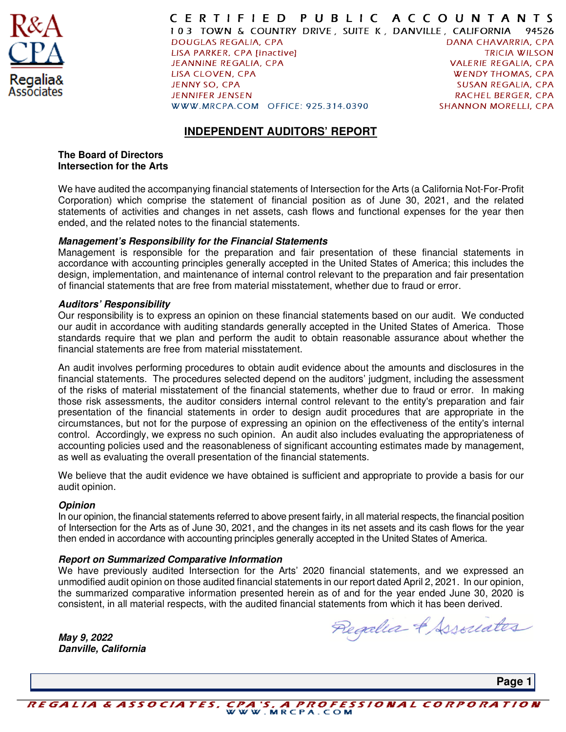**CERTIFIED PUBLIC ACCOUNTANTS**
103 TOWN & COUNTRY DRIVE, SUITE K, DANVILLE, CALIFORNIA 94526

DOUGLAS REGALIA, CPA
LISA PARKER, CPA [inactive]
JEANNINE REGALIA, CPA
LISA CLOVEN, CPA
JENNY SO, CPA
JENNIFER JENSEN
WWW.MRCPA.COM OFFICE: 925.314.0390

DANA CHAVARRIA, CPA
TRICIA WILSON
VALERIE REGALIA, CPA
WENDY THOMAS, CPA
SUSAN REGALIA, CPA
RACHEL BERGER, CPA
SHANNON MORELLI, CPA

# INDEPENDENT AUDITORS' REPORT

**The Board of Directors**
**Intersection for the Arts**

We have audited the accompanying financial statements of Intersection for the Arts (a California Not-For-Profit Corporation) which comprise the statement of financial position as of June 30, 2021, and the related statements of activities and changes in net assets, cash flows and functional expenses for the year then ended, and the related notes to the financial statements.

***Management's Responsibility for the Financial Statements***

Management is responsible for the preparation and fair presentation of these financial statements in accordance with accounting principles generally accepted in the United States of America; this includes the design, implementation, and maintenance of internal control relevant to the preparation and fair presentation of financial statements that are free from material misstatement, whether due to fraud or error.

***Auditors' Responsibility***

Our responsibility is to express an opinion on these financial statements based on our audit. We conducted our audit in accordance with auditing standards generally accepted in the United States of America. Those standards require that we plan and perform the audit to obtain reasonable assurance about whether the financial statements are free from material misstatement.

An audit involves performing procedures to obtain audit evidence about the amounts and disclosures in the financial statements. The procedures selected depend on the auditors' judgment, including the assessment of the risks of material misstatement of the financial statements, whether due to fraud or error. In making those risk assessments, the auditor considers internal control relevant to the entity's preparation and fair presentation of the financial statements in order to design audit procedures that are appropriate in the circumstances, but not for the purpose of expressing an opinion on the effectiveness of the entity's internal control. Accordingly, we express no such opinion. An audit also includes evaluating the appropriateness of accounting policies used and the reasonableness of significant accounting estimates made by management, as well as evaluating the overall presentation of the financial statements.

We believe that the audit evidence we have obtained is sufficient and appropriate to provide a basis for our audit opinion.

***Opinion***

In our opinion, the financial statements referred to above present fairly, in all material respects, the financial position of Intersection for the Arts as of June 30, 2021, and the changes in its net assets and its cash flows for the year then ended in accordance with accounting principles generally accepted in the United States of America.

***Report on Summarized Comparative Information***

We have previously audited Intersection for the Arts' 2020 financial statements, and we expressed an unmodified audit opinion on those audited financial statements in our report dated April 2, 2021. In our opinion, the summarized comparative information presented herein as of and for the year ended June 30, 2020 is consistent, in all material respects, with the audited financial statements from which it has been derived.

Regalia & Associates

***May 9, 2022***
***Danville, California***

REGALIA & ASSOCIATES, CPA'S, A PROFESSIONAL CORPORATION
WWW.MRCPA.COM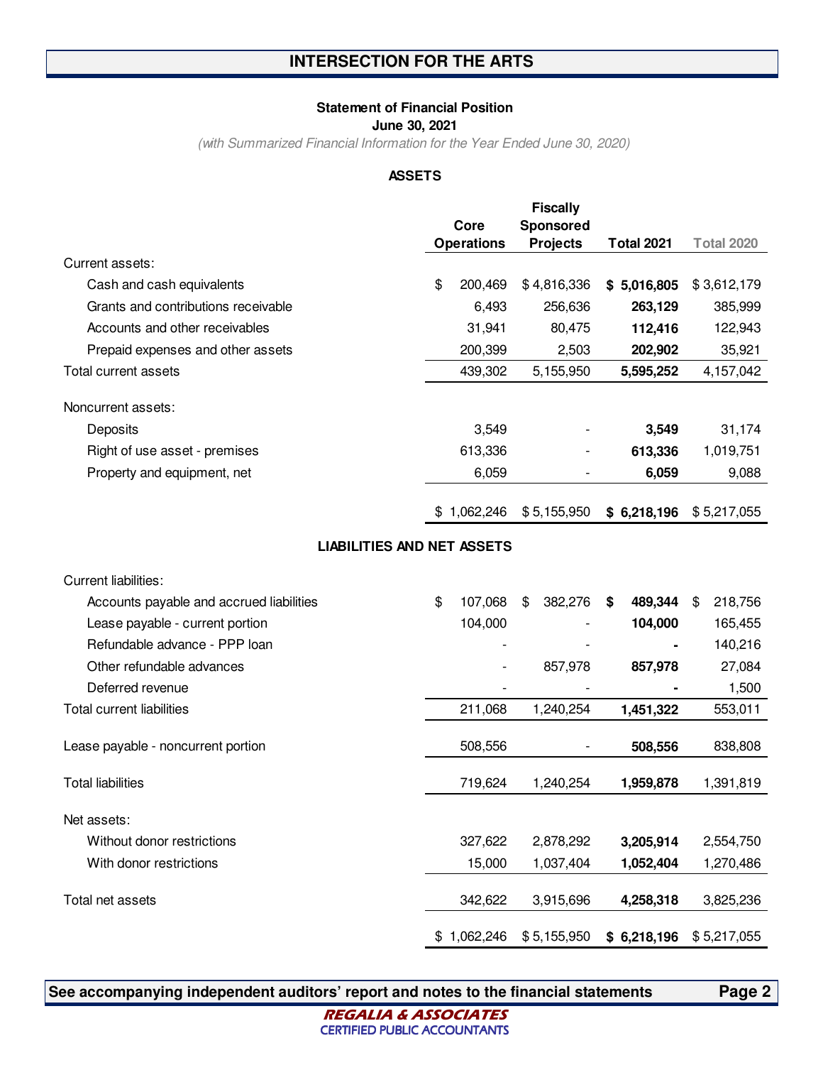# INTERSECTION FOR THE ARTS

## Statement of Financial Position

**June 30, 2021**

*(with Summarized Financial Information for the Year Ended June 30, 2020)*

### ASSETS

| | Core Operations | Fiscally Sponsored Projects | Total 2021 | Total 2020 |
|---|---|---|---|---|
| Current assets: | | | | |
| Cash and cash equivalents | $ 200,469 | $ 4,816,336 | **$ 5,016,805** | $ 3,612,179 |
| Grants and contributions receivable | 6,493 | 256,636 | **263,129** | 385,999 |
| Accounts and other receivables | 31,941 | 80,475 | **112,416** | 122,943 |
| Prepaid expenses and other assets | 200,399 | 2,503 | **202,902** | 35,921 |
| Total current assets | 439,302 | 5,155,950 | **5,595,252** | 4,157,042 |
| Noncurrent assets: | | | | |
| Deposits | 3,549 | - | **3,549** | 31,174 |
| Right of use asset - premises | 613,336 | - | **613,336** | 1,019,751 |
| Property and equipment, net | 6,059 | - | **6,059** | 9,088 |
| | $ 1,062,246 | $ 5,155,950 | **$ 6,218,196** | $ 5,217,055 |

### LIABILITIES AND NET ASSETS

| | Core Operations | Fiscally Sponsored Projects | Total 2021 | Total 2020 |
|---|---|---|---|---|
| Current liabilities: | | | | |
| Accounts payable and accrued liabilities | $ 107,068 | $ 382,276 | **$ 489,344** | $ 218,756 |
| Lease payable - current portion | 104,000 | - | **104,000** | 165,455 |
| Refundable advance - PPP loan | - | - | **-** | 140,216 |
| Other refundable advances | - | 857,978 | **857,978** | 27,084 |
| Deferred revenue | - | - | **-** | 1,500 |
| Total current liabilities | 211,068 | 1,240,254 | **1,451,322** | 553,011 |
| Lease payable - noncurrent portion | 508,556 | - | **508,556** | 838,808 |
| Total liabilities | 719,624 | 1,240,254 | **1,959,878** | 1,391,819 |
| Net assets: | | | | |
| Without donor restrictions | 327,622 | 2,878,292 | **3,205,914** | 2,554,750 |
| With donor restrictions | 15,000 | 1,037,404 | **1,052,404** | 1,270,486 |
| Total net assets | 342,622 | 3,915,696 | **4,258,318** | 3,825,236 |
| | $ 1,062,246 | $ 5,155,950 | **$ 6,218,196** | $ 5,217,055 |

**See accompanying independent auditors' report and notes to the financial statements**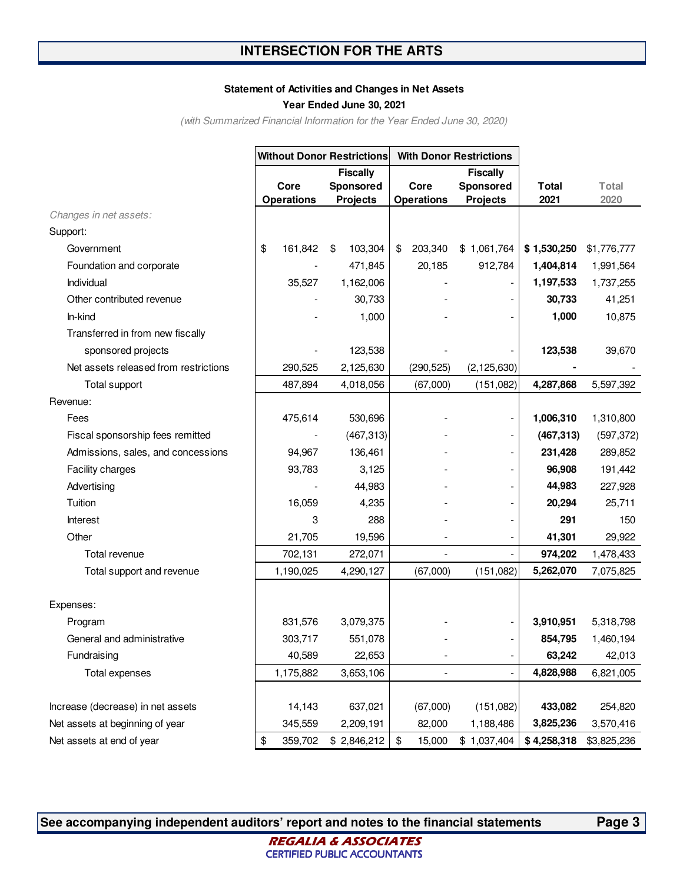# INTERSECTION FOR THE ARTS

### Statement of Activities and Changes in Net Assets

**Year Ended June 30, 2021**

*(with Summarized Financial Information for the Year Ended June 30, 2020)*

| | Without Donor Restrictions | | With Donor Restrictions | | | |
|---|---|---|---|---|---|---|
| | Core Operations | Fiscally Sponsored Projects | Core Operations | Fiscally Sponsored Projects | Total 2021 | Total 2020 |
| *Changes in net assets:* | | | | | | |
| Support: | | | | | | |
| Government | $ 161,842 | $ 103,304 | $ 203,340 | $ 1,061,764 | **$ 1,530,250** | $1,776,777 |
| Foundation and corporate | - | 471,845 | 20,185 | 912,784 | **1,404,814** | 1,991,564 |
| Individual | 35,527 | 1,162,006 | - | - | **1,197,533** | 1,737,255 |
| Other contributed revenue | - | 30,733 | - | - | **30,733** | 41,251 |
| In-kind | - | 1,000 | - | - | **1,000** | 10,875 |
| Transferred in from new fiscally sponsored projects | - | 123,538 | - | - | **123,538** | 39,670 |
| Net assets released from restrictions | 290,525 | 2,125,630 | (290,525) | (2,125,630) | **-** | - |
| Total support | 487,894 | 4,018,056 | (67,000) | (151,082) | **4,287,868** | 5,597,392 |
| Revenue: | | | | | | |
| Fees | 475,614 | 530,696 | - | - | **1,006,310** | 1,310,800 |
| Fiscal sponsorship fees remitted | - | (467,313) | - | - | **(467,313)** | (597,372) |
| Admissions, sales, and concessions | 94,967 | 136,461 | - | - | **231,428** | 289,852 |
| Facility charges | 93,783 | 3,125 | - | - | **96,908** | 191,442 |
| Advertising | - | 44,983 | - | - | **44,983** | 227,928 |
| Tuition | 16,059 | 4,235 | - | - | **20,294** | 25,711 |
| Interest | 3 | 288 | - | - | **291** | 150 |
| Other | 21,705 | 19,596 | - | - | **41,301** | 29,922 |
| Total revenue | 702,131 | 272,071 | - | - | **974,202** | 1,478,433 |
| Total support and revenue | 1,190,025 | 4,290,127 | (67,000) | (151,082) | **5,262,070** | 7,075,825 |
| Expenses: | | | | | | |
| Program | 831,576 | 3,079,375 | - | - | **3,910,951** | 5,318,798 |
| General and administrative | 303,717 | 551,078 | - | - | **854,795** | 1,460,194 |
| Fundraising | 40,589 | 22,653 | - | - | **63,242** | 42,013 |
| Total expenses | 1,175,882 | 3,653,106 | - | - | **4,828,988** | 6,821,005 |
| Increase (decrease) in net assets | 14,143 | 637,021 | (67,000) | (151,082) | **433,082** | 254,820 |
| Net assets at beginning of year | 345,559 | 2,209,191 | 82,000 | 1,188,486 | **3,825,236** | 3,570,416 |
| Net assets at end of year | $ 359,702 | $ 2,846,212 | $ 15,000 | $ 1,037,404 | **$ 4,258,318** | $3,825,236 |

**See accompanying independent auditors' report and notes to the financial statements**

REGALIA & ASSOCIATES
CERTIFIED PUBLIC ACCOUNTANTS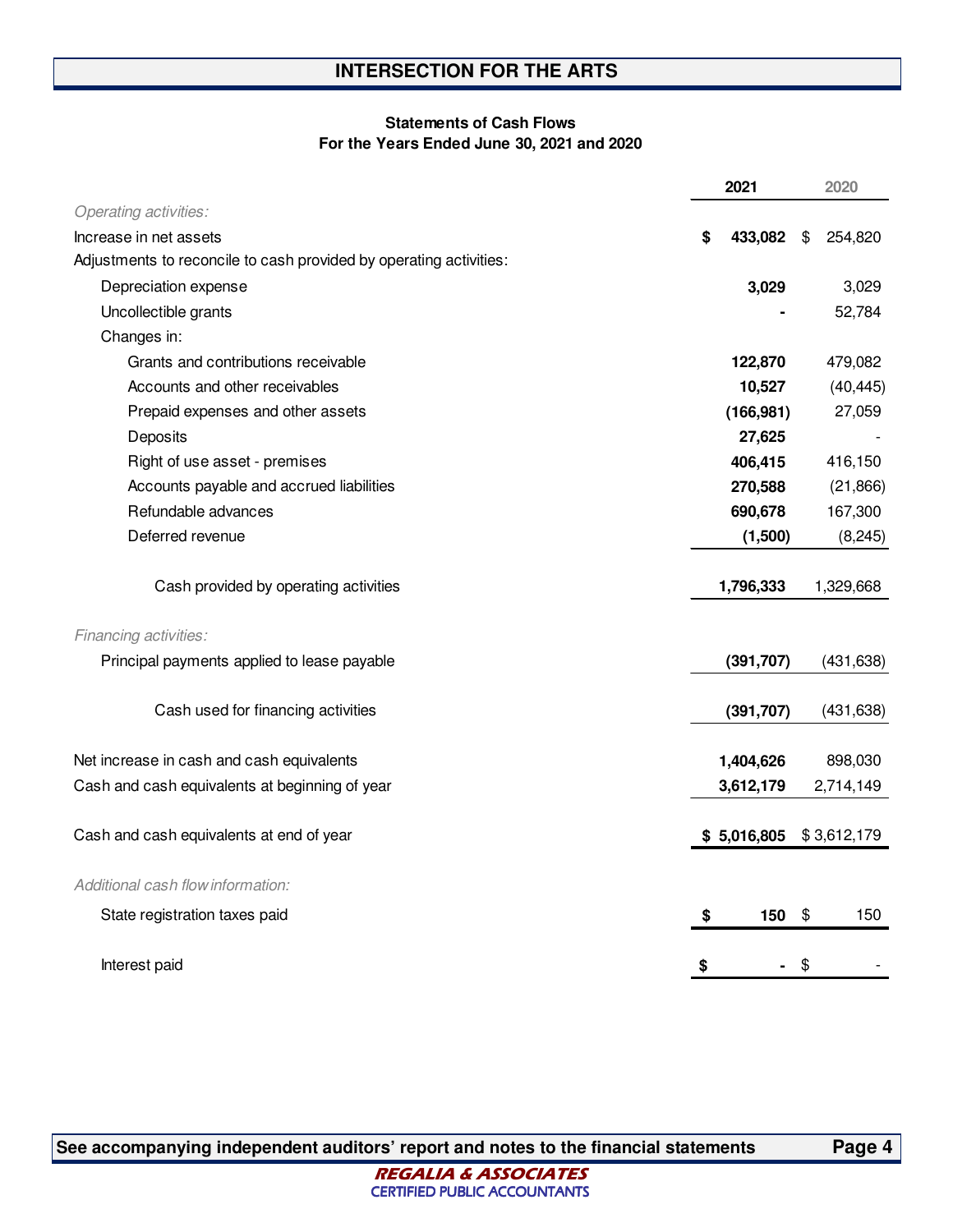## INTERSECTION FOR THE ARTS

### Statements of Cash Flows
### For the Years Ended June 30, 2021 and 2020

| | 2021 | 2020 |
|---|---|---|
| *Operating activities:* | | |
| Increase in net assets | **$ 433,082** | $ 254,820 |
| Adjustments to reconcile to cash provided by operating activities: | | |
| Depreciation expense | **3,029** | 3,029 |
| Uncollectible grants | **-** | 52,784 |
| Changes in: | | |
| Grants and contributions receivable | **122,870** | 479,082 |
| Accounts and other receivables | **10,527** | (40,445) |
| Prepaid expenses and other assets | **(166,981)** | 27,059 |
| Deposits | **27,625** | - |
| Right of use asset - premises | **406,415** | 416,150 |
| Accounts payable and accrued liabilities | **270,588** | (21,866) |
| Refundable advances | **690,678** | 167,300 |
| Deferred revenue | **(1,500)** | (8,245) |
| Cash provided by operating activities | **1,796,333** | 1,329,668 |
| *Financing activities:* | | |
| Principal payments applied to lease payable | **(391,707)** | (431,638) |
| Cash used for financing activities | **(391,707)** | (431,638) |
| Net increase in cash and cash equivalents | **1,404,626** | 898,030 |
| Cash and cash equivalents at beginning of year | **3,612,179** | 2,714,149 |
| Cash and cash equivalents at end of year | **$ 5,016,805** | $ 3,612,179 |
| *Additional cash flow information:* | | |
| State registration taxes paid | **$ 150** | $ 150 |
| Interest paid | **$ -** | $ - |

**See accompanying independent auditors' report and notes to the financial statements**

REGALIA & ASSOCIATES
CERTIFIED PUBLIC ACCOUNTANTS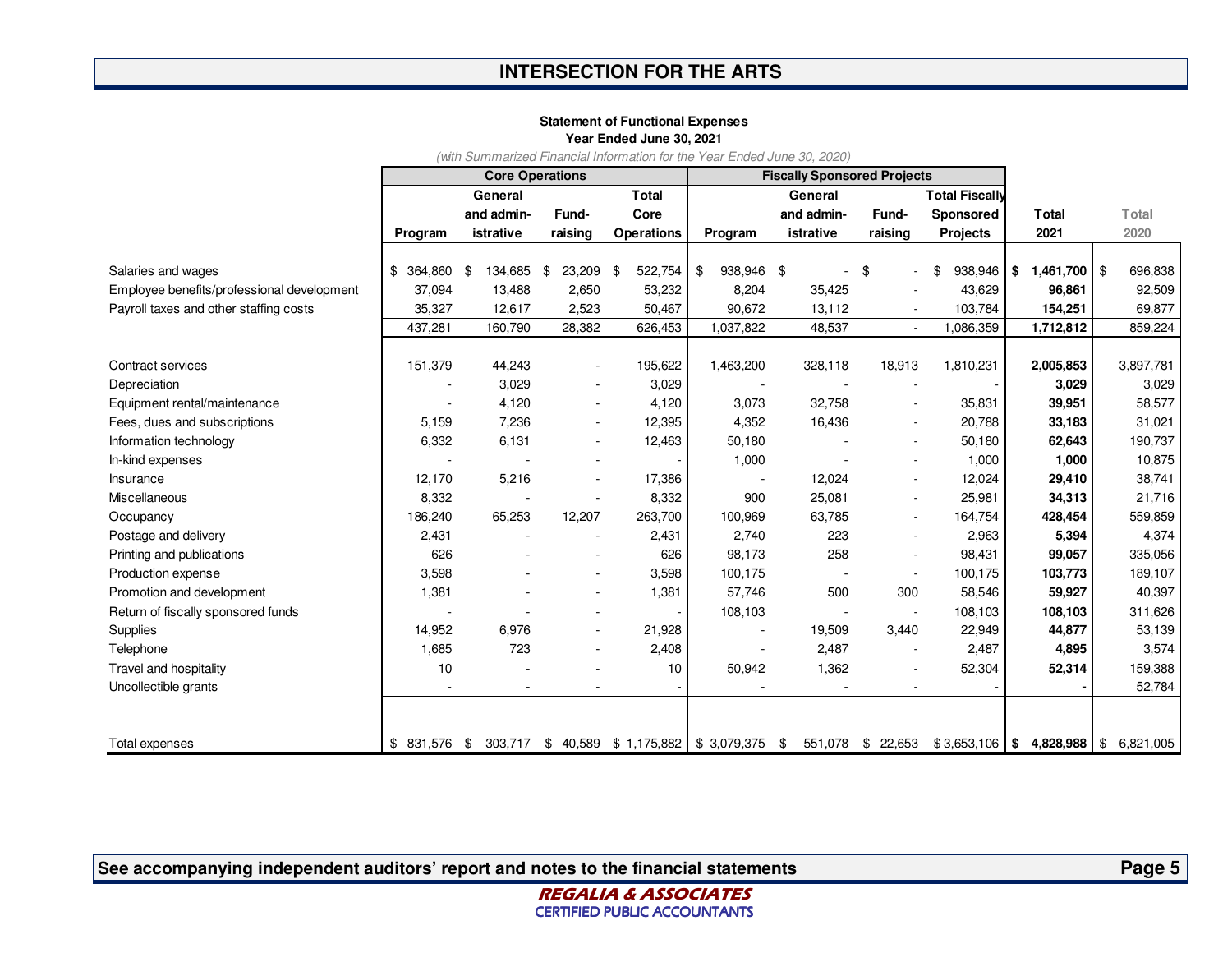# INTERSECTION FOR THE ARTS

**Statement of Functional Expenses**
**Year Ended June 30, 2021**
*(with Summarized Financial Information for the Year Ended June 30, 2020)*

| | Core Operations | | | | Fiscally Sponsored Projects | | | | | |
|---|---|---|---|---|---|---|---|---|---|---|
| | Program | General and administrative | Fund-raising | Total Core Operations | Program | General and administrative | Fund-raising | Total Fiscally Sponsored Projects | Total 2021 | Total 2020 |
| Salaries and wages | $ 364,860 | $ 134,685 | $ 23,209 | $ 522,754 | $ 938,946 | $ - | $ - | $ 938,946 | **$ 1,461,700** | $ 696,838 |
| Employee benefits/professional development | 37,094 | 13,488 | 2,650 | 53,232 | 8,204 | 35,425 | - | 43,629 | **96,861** | 92,509 |
| Payroll taxes and other staffing costs | 35,327 | 12,617 | 2,523 | 50,467 | 90,672 | 13,112 | - | 103,784 | **154,251** | 69,877 |
| | 437,281 | 160,790 | 28,382 | 626,453 | 1,037,822 | 48,537 | - | 1,086,359 | **1,712,812** | 859,224 |
| Contract services | 151,379 | 44,243 | - | 195,622 | 1,463,200 | 328,118 | 18,913 | 1,810,231 | **2,005,853** | 3,897,781 |
| Depreciation | - | 3,029 | - | 3,029 | - | - | - | - | **3,029** | 3,029 |
| Equipment rental/maintenance | - | 4,120 | - | 4,120 | 3,073 | 32,758 | - | 35,831 | **39,951** | 58,577 |
| Fees, dues and subscriptions | 5,159 | 7,236 | - | 12,395 | 4,352 | 16,436 | - | 20,788 | **33,183** | 31,021 |
| Information technology | 6,332 | 6,131 | - | 12,463 | 50,180 | - | - | 50,180 | **62,643** | 190,737 |
| In-kind expenses | - | - | - | - | 1,000 | - | - | 1,000 | **1,000** | 10,875 |
| Insurance | 12,170 | 5,216 | - | 17,386 | - | 12,024 | - | 12,024 | **29,410** | 38,741 |
| Miscellaneous | 8,332 | - | - | 8,332 | 900 | 25,081 | - | 25,981 | **34,313** | 21,716 |
| Occupancy | 186,240 | 65,253 | 12,207 | 263,700 | 100,969 | 63,785 | - | 164,754 | **428,454** | 559,859 |
| Postage and delivery | 2,431 | - | - | 2,431 | 2,740 | 223 | - | 2,963 | **5,394** | 4,374 |
| Printing and publications | 626 | - | - | 626 | 98,173 | 258 | - | 98,431 | **99,057** | 335,056 |
| Production expense | 3,598 | - | - | 3,598 | 100,175 | - | - | 100,175 | **103,773** | 189,107 |
| Promotion and development | 1,381 | - | - | 1,381 | 57,746 | 500 | 300 | 58,546 | **59,927** | 40,397 |
| Return of fiscally sponsored funds | - | - | - | - | 108,103 | - | - | 108,103 | **108,103** | 311,626 |
| Supplies | 14,952 | 6,976 | - | 21,928 | - | 19,509 | 3,440 | 22,949 | **44,877** | 53,139 |
| Telephone | 1,685 | 723 | - | 2,408 | - | 2,487 | - | 2,487 | **4,895** | 3,574 |
| Travel and hospitality | 10 | - | - | 10 | 50,942 | 1,362 | - | 52,304 | **52,314** | 159,388 |
| Uncollectible grants | - | - | - | - | - | - | - | - | **-** | 52,784 |
| Total expenses | $ 831,576 | $ 303,717 | $ 40,589 | $ 1,175,882 | $ 3,079,375 | $ 551,078 | $ 22,653 | $ 3,653,106 | **$ 4,828,988** | $ 6,821,005 |

**See accompanying independent auditors' report and notes to the financial statements**

REGALIA & ASSOCIATES
CERTIFIED PUBLIC ACCOUNTANTS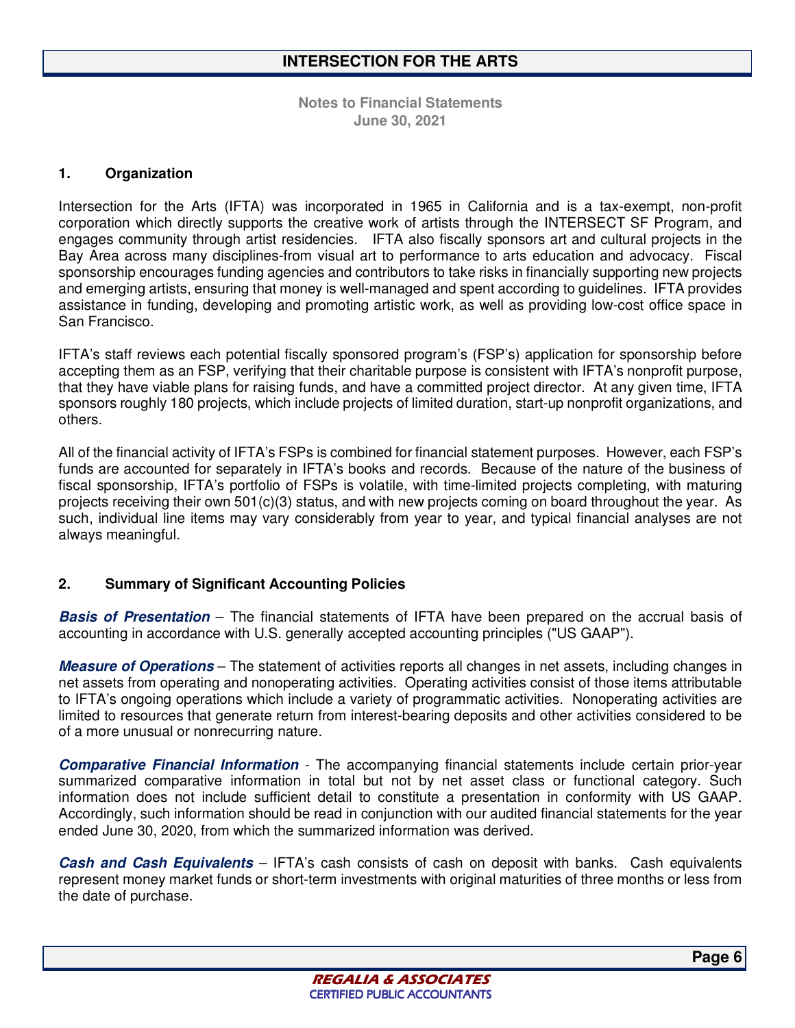**Notes to Financial Statements**
**June 30, 2021**

## 1. Organization

Intersection for the Arts (IFTA) was incorporated in 1965 in California and is a tax-exempt, non-profit corporation which directly supports the creative work of artists through the INTERSECT SF Program, and engages community through artist residencies. IFTA also fiscally sponsors art and cultural projects in the Bay Area across many disciplines-from visual art to performance to arts education and advocacy. Fiscal sponsorship encourages funding agencies and contributors to take risks in financially supporting new projects and emerging artists, ensuring that money is well-managed and spent according to guidelines. IFTA provides assistance in funding, developing and promoting artistic work, as well as providing low-cost office space in San Francisco.

IFTA's staff reviews each potential fiscally sponsored program's (FSP's) application for sponsorship before accepting them as an FSP, verifying that their charitable purpose is consistent with IFTA's nonprofit purpose, that they have viable plans for raising funds, and have a committed project director. At any given time, IFTA sponsors roughly 180 projects, which include projects of limited duration, start-up nonprofit organizations, and others.

All of the financial activity of IFTA's FSPs is combined for financial statement purposes. However, each FSP's funds are accounted for separately in IFTA's books and records. Because of the nature of the business of fiscal sponsorship, IFTA's portfolio of FSPs is volatile, with time-limited projects completing, with maturing projects receiving their own 501(c)(3) status, and with new projects coming on board throughout the year. As such, individual line items may vary considerably from year to year, and typical financial analyses are not always meaningful.

## 2. Summary of Significant Accounting Policies

***Basis of Presentation*** – The financial statements of IFTA have been prepared on the accrual basis of accounting in accordance with U.S. generally accepted accounting principles ("US GAAP").

***Measure of Operations*** – The statement of activities reports all changes in net assets, including changes in net assets from operating and nonoperating activities. Operating activities consist of those items attributable to IFTA's ongoing operations which include a variety of programmatic activities. Nonoperating activities are limited to resources that generate return from interest-bearing deposits and other activities considered to be of a more unusual or nonrecurring nature.

***Comparative Financial Information*** - The accompanying financial statements include certain prior-year summarized comparative information in total but not by net asset class or functional category. Such information does not include sufficient detail to constitute a presentation in conformity with US GAAP. Accordingly, such information should be read in conjunction with our audited financial statements for the year ended June 30, 2020, from which the summarized information was derived.

***Cash and Cash Equivalents*** – IFTA's cash consists of cash on deposit with banks. Cash equivalents represent money market funds or short-term investments with original maturities of three months or less from the date of purchase.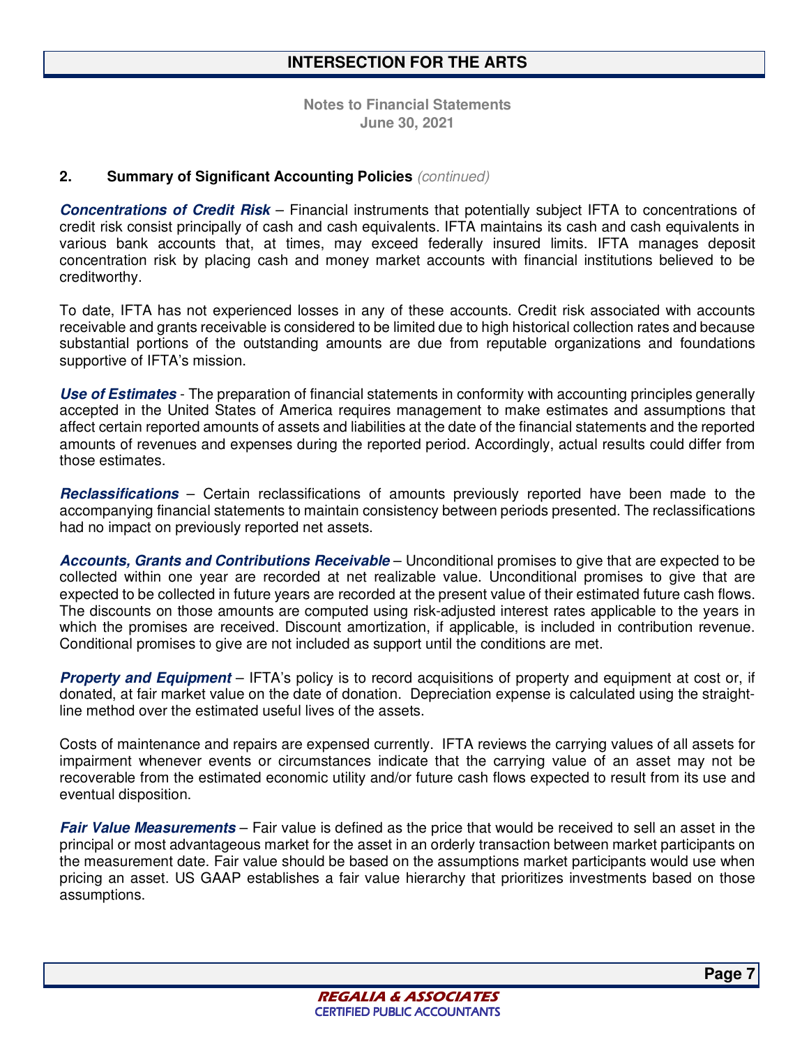**Notes to Financial Statements**
**June 30, 2021**

## 2. Summary of Significant Accounting Policies *(continued)*

***Concentrations of Credit Risk*** – Financial instruments that potentially subject IFTA to concentrations of credit risk consist principally of cash and cash equivalents. IFTA maintains its cash and cash equivalents in various bank accounts that, at times, may exceed federally insured limits. IFTA manages deposit concentration risk by placing cash and money market accounts with financial institutions believed to be creditworthy.

To date, IFTA has not experienced losses in any of these accounts. Credit risk associated with accounts receivable and grants receivable is considered to be limited due to high historical collection rates and because substantial portions of the outstanding amounts are due from reputable organizations and foundations supportive of IFTA's mission.

***Use of Estimates*** - The preparation of financial statements in conformity with accounting principles generally accepted in the United States of America requires management to make estimates and assumptions that affect certain reported amounts of assets and liabilities at the date of the financial statements and the reported amounts of revenues and expenses during the reported period. Accordingly, actual results could differ from those estimates.

***Reclassifications*** – Certain reclassifications of amounts previously reported have been made to the accompanying financial statements to maintain consistency between periods presented. The reclassifications had no impact on previously reported net assets.

***Accounts, Grants and Contributions Receivable*** – Unconditional promises to give that are expected to be collected within one year are recorded at net realizable value. Unconditional promises to give that are expected to be collected in future years are recorded at the present value of their estimated future cash flows. The discounts on those amounts are computed using risk-adjusted interest rates applicable to the years in which the promises are received. Discount amortization, if applicable, is included in contribution revenue. Conditional promises to give are not included as support until the conditions are met.

***Property and Equipment*** – IFTA's policy is to record acquisitions of property and equipment at cost or, if donated, at fair market value on the date of donation. Depreciation expense is calculated using the straight-line method over the estimated useful lives of the assets.

Costs of maintenance and repairs are expensed currently. IFTA reviews the carrying values of all assets for impairment whenever events or circumstances indicate that the carrying value of an asset may not be recoverable from the estimated economic utility and/or future cash flows expected to result from its use and eventual disposition.

***Fair Value Measurements*** – Fair value is defined as the price that would be received to sell an asset in the principal or most advantageous market for the asset in an orderly transaction between market participants on the measurement date. Fair value should be based on the assumptions market participants would use when pricing an asset. US GAAP establishes a fair value hierarchy that prioritizes investments based on those assumptions.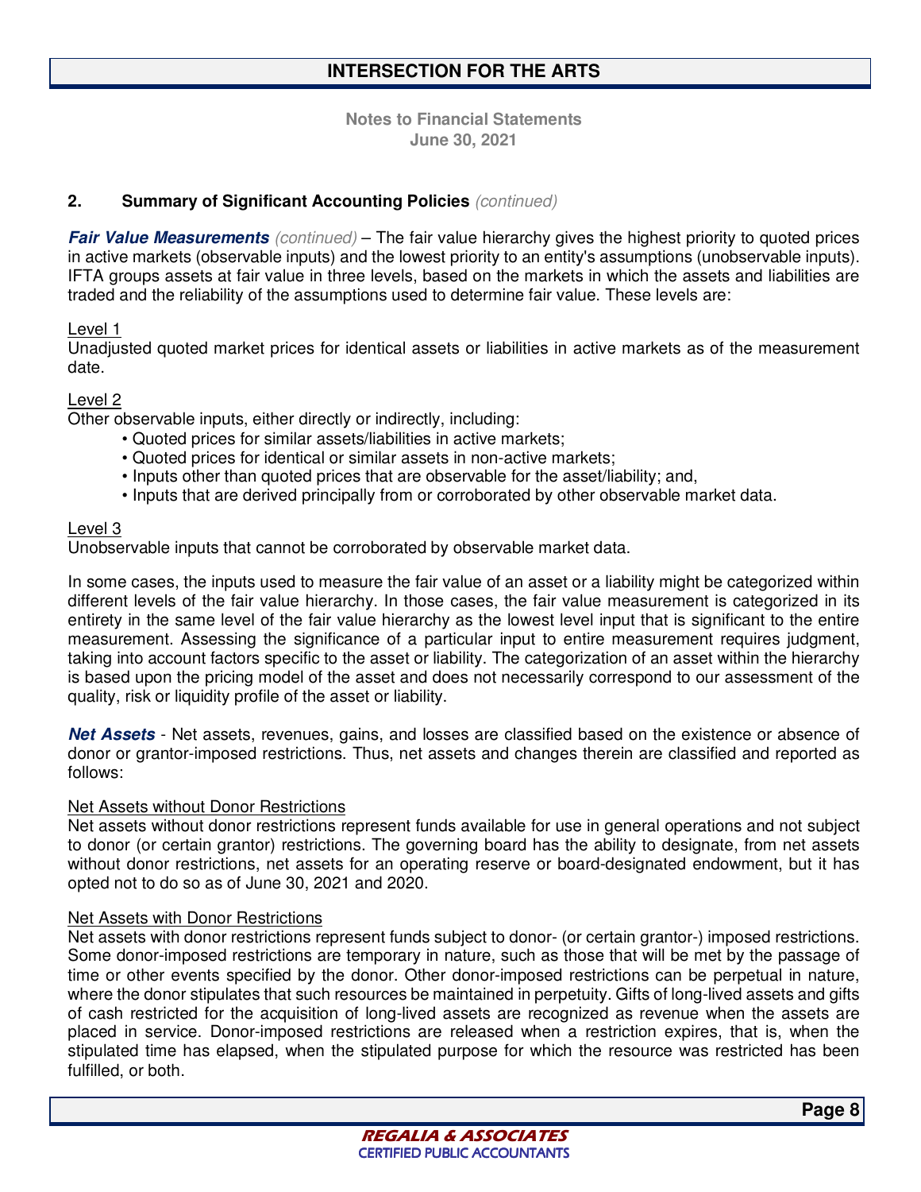## 2. Summary of Significant Accounting Policies *(continued)*

***Fair Value Measurements*** *(continued)* – The fair value hierarchy gives the highest priority to quoted prices in active markets (observable inputs) and the lowest priority to an entity's assumptions (unobservable inputs). IFTA groups assets at fair value in three levels, based on the markets in which the assets and liabilities are traded and the reliability of the assumptions used to determine fair value. These levels are:

Level 1

Unadjusted quoted market prices for identical assets or liabilities in active markets as of the measurement date.

Level 2

Other observable inputs, either directly or indirectly, including:

- Quoted prices for similar assets/liabilities in active markets;
- Quoted prices for identical or similar assets in non-active markets;
- Inputs other than quoted prices that are observable for the asset/liability; and,
- Inputs that are derived principally from or corroborated by other observable market data.

Level 3

Unobservable inputs that cannot be corroborated by observable market data.

In some cases, the inputs used to measure the fair value of an asset or a liability might be categorized within different levels of the fair value hierarchy. In those cases, the fair value measurement is categorized in its entirety in the same level of the fair value hierarchy as the lowest level input that is significant to the entire measurement. Assessing the significance of a particular input to entire measurement requires judgment, taking into account factors specific to the asset or liability. The categorization of an asset within the hierarchy is based upon the pricing model of the asset and does not necessarily correspond to our assessment of the quality, risk or liquidity profile of the asset or liability.

***Net Assets*** - Net assets, revenues, gains, and losses are classified based on the existence or absence of donor or grantor-imposed restrictions. Thus, net assets and changes therein are classified and reported as follows:

Net Assets without Donor Restrictions

Net assets without donor restrictions represent funds available for use in general operations and not subject to donor (or certain grantor) restrictions. The governing board has the ability to designate, from net assets without donor restrictions, net assets for an operating reserve or board-designated endowment, but it has opted not to do so as of June 30, 2021 and 2020.

Net Assets with Donor Restrictions

Net assets with donor restrictions represent funds subject to donor- (or certain grantor-) imposed restrictions. Some donor-imposed restrictions are temporary in nature, such as those that will be met by the passage of time or other events specified by the donor. Other donor-imposed restrictions can be perpetual in nature, where the donor stipulates that such resources be maintained in perpetuity. Gifts of long-lived assets and gifts of cash restricted for the acquisition of long-lived assets are recognized as revenue when the assets are placed in service. Donor-imposed restrictions are released when a restriction expires, that is, when the stipulated time has elapsed, when the stipulated purpose for which the resource was restricted has been fulfilled, or both.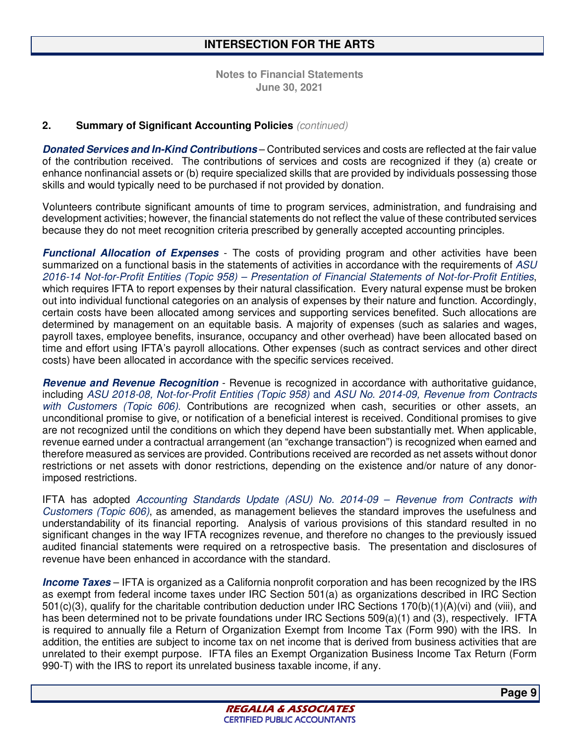## 2. Summary of Significant Accounting Policies *(continued)*

***Donated Services and In-Kind Contributions*** – Contributed services and costs are reflected at the fair value of the contribution received. The contributions of services and costs are recognized if they (a) create or enhance nonfinancial assets or (b) require specialized skills that are provided by individuals possessing those skills and would typically need to be purchased if not provided by donation.

Volunteers contribute significant amounts of time to program services, administration, and fundraising and development activities; however, the financial statements do not reflect the value of these contributed services because they do not meet recognition criteria prescribed by generally accepted accounting principles.

***Functional Allocation of Expenses*** - The costs of providing program and other activities have been summarized on a functional basis in the statements of activities in accordance with the requirements of *ASU 2016-14 Not-for-Profit Entities (Topic 958) – Presentation of Financial Statements of Not-for-Profit Entities*, which requires IFTA to report expenses by their natural classification. Every natural expense must be broken out into individual functional categories on an analysis of expenses by their nature and function. Accordingly, certain costs have been allocated among services and supporting services benefited. Such allocations are determined by management on an equitable basis. A majority of expenses (such as salaries and wages, payroll taxes, employee benefits, insurance, occupancy and other overhead) have been allocated based on time and effort using IFTA's payroll allocations. Other expenses (such as contract services and other direct costs) have been allocated in accordance with the specific services received.

***Revenue and Revenue Recognition*** - Revenue is recognized in accordance with authoritative guidance, including *ASU 2018-08, Not-for-Profit Entities (Topic 958)* and *ASU No. 2014-09, Revenue from Contracts with Customers (Topic 606)*. Contributions are recognized when cash, securities or other assets, an unconditional promise to give, or notification of a beneficial interest is received. Conditional promises to give are not recognized until the conditions on which they depend have been substantially met. When applicable, revenue earned under a contractual arrangement (an "exchange transaction") is recognized when earned and therefore measured as services are provided. Contributions received are recorded as net assets without donor restrictions or net assets with donor restrictions, depending on the existence and/or nature of any donor-imposed restrictions.

IFTA has adopted *Accounting Standards Update (ASU) No. 2014-09 – Revenue from Contracts with Customers (Topic 606)*, as amended, as management believes the standard improves the usefulness and understandability of its financial reporting. Analysis of various provisions of this standard resulted in no significant changes in the way IFTA recognizes revenue, and therefore no changes to the previously issued audited financial statements were required on a retrospective basis. The presentation and disclosures of revenue have been enhanced in accordance with the standard.

***Income Taxes*** – IFTA is organized as a California nonprofit corporation and has been recognized by the IRS as exempt from federal income taxes under IRC Section 501(a) as organizations described in IRC Section 501(c)(3), qualify for the charitable contribution deduction under IRC Sections 170(b)(1)(A)(vi) and (viii), and has been determined not to be private foundations under IRC Sections 509(a)(1) and (3), respectively. IFTA is required to annually file a Return of Organization Exempt from Income Tax (Form 990) with the IRS. In addition, the entities are subject to income tax on net income that is derived from business activities that are unrelated to their exempt purpose. IFTA files an Exempt Organization Business Income Tax Return (Form 990-T) with the IRS to report its unrelated business taxable income, if any.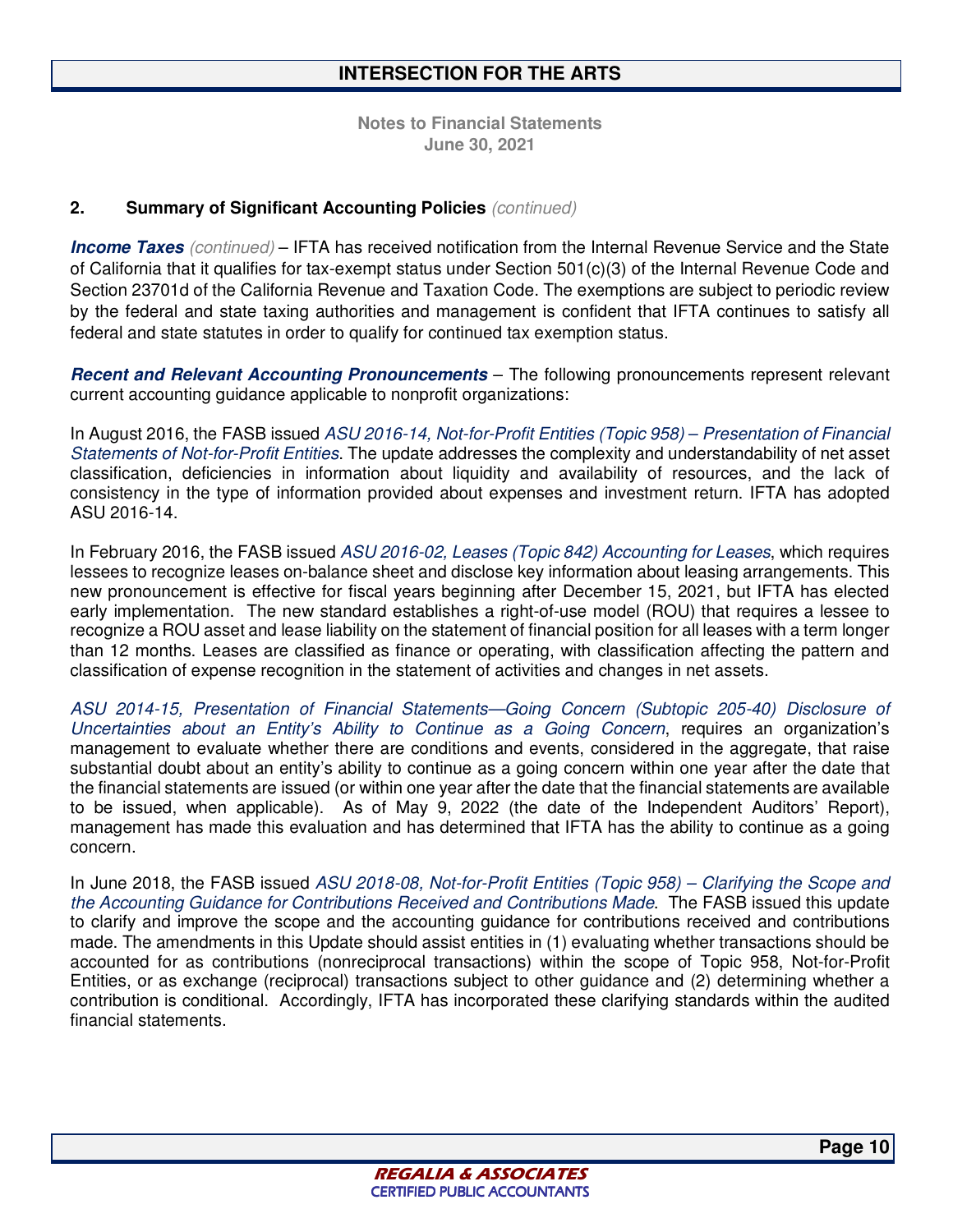**Notes to Financial Statements**
**June 30, 2021**

## 2. Summary of Significant Accounting Policies *(continued)*

***Income Taxes*** *(continued)* – IFTA has received notification from the Internal Revenue Service and the State of California that it qualifies for tax-exempt status under Section 501(c)(3) of the Internal Revenue Code and Section 23701d of the California Revenue and Taxation Code. The exemptions are subject to periodic review by the federal and state taxing authorities and management is confident that IFTA continues to satisfy all federal and state statutes in order to qualify for continued tax exemption status.

***Recent and Relevant Accounting Pronouncements*** – The following pronouncements represent relevant current accounting guidance applicable to nonprofit organizations:

In August 2016, the FASB issued *ASU 2016-14, Not-for-Profit Entities (Topic 958) – Presentation of Financial Statements of Not-for-Profit Entities*. The update addresses the complexity and understandability of net asset classification, deficiencies in information about liquidity and availability of resources, and the lack of consistency in the type of information provided about expenses and investment return. IFTA has adopted ASU 2016-14.

In February 2016, the FASB issued *ASU 2016-02, Leases (Topic 842) Accounting for Leases*, which requires lessees to recognize leases on-balance sheet and disclose key information about leasing arrangements. This new pronouncement is effective for fiscal years beginning after December 15, 2021, but IFTA has elected early implementation. The new standard establishes a right-of-use model (ROU) that requires a lessee to recognize a ROU asset and lease liability on the statement of financial position for all leases with a term longer than 12 months. Leases are classified as finance or operating, with classification affecting the pattern and classification of expense recognition in the statement of activities and changes in net assets.

*ASU 2014-15, Presentation of Financial Statements—Going Concern (Subtopic 205-40) Disclosure of Uncertainties about an Entity's Ability to Continue as a Going Concern*, requires an organization's management to evaluate whether there are conditions and events, considered in the aggregate, that raise substantial doubt about an entity's ability to continue as a going concern within one year after the date that the financial statements are issued (or within one year after the date that the financial statements are available to be issued, when applicable). As of May 9, 2022 (the date of the Independent Auditors' Report), management has made this evaluation and has determined that IFTA has the ability to continue as a going concern.

In June 2018, the FASB issued *ASU 2018-08, Not-for-Profit Entities (Topic 958) – Clarifying the Scope and the Accounting Guidance for Contributions Received and Contributions Made*. The FASB issued this update to clarify and improve the scope and the accounting guidance for contributions received and contributions made. The amendments in this Update should assist entities in (1) evaluating whether transactions should be accounted for as contributions (nonreciprocal transactions) within the scope of Topic 958, Not-for-Profit Entities, or as exchange (reciprocal) transactions subject to other guidance and (2) determining whether a contribution is conditional. Accordingly, IFTA has incorporated these clarifying standards within the audited financial statements.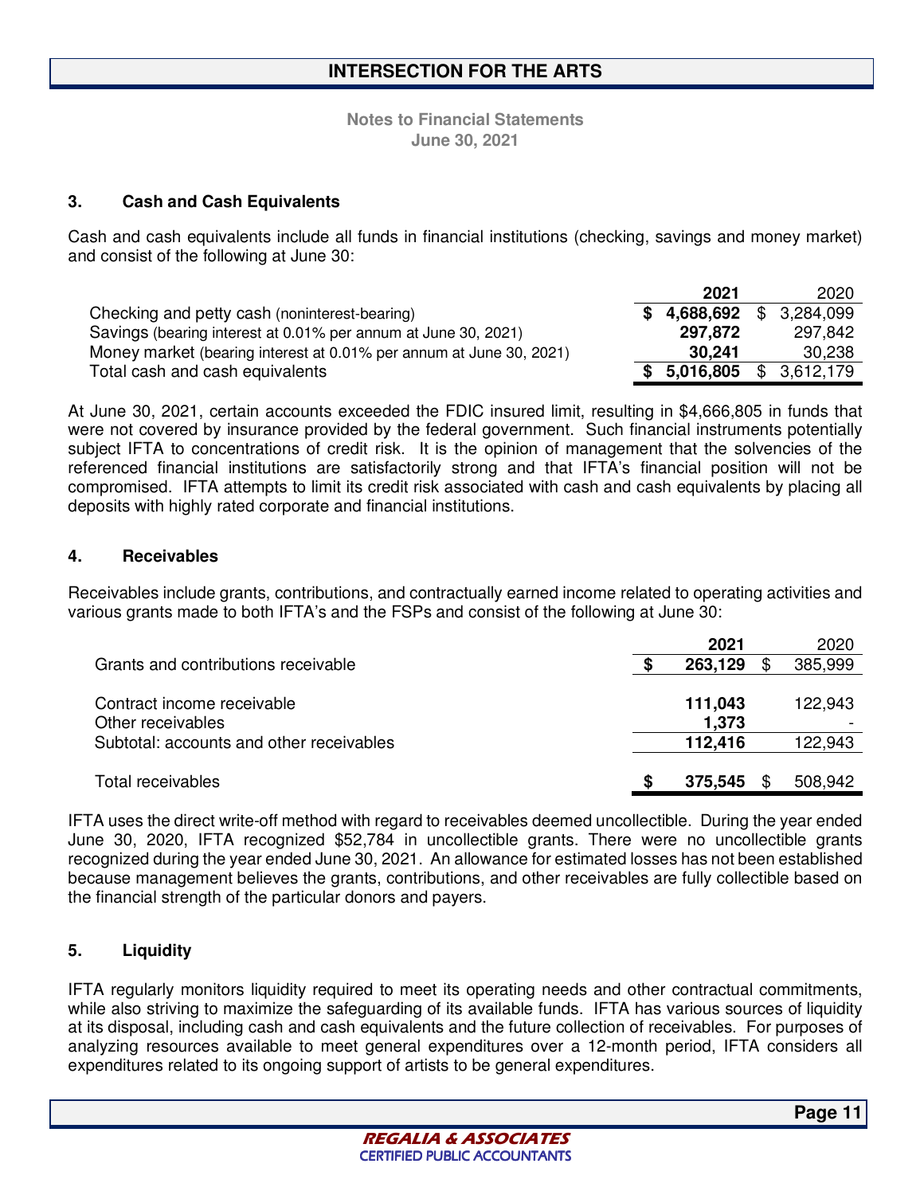# INTERSECTION FOR THE ARTS

**Notes to Financial Statements**
**June 30, 2021**

### 3. Cash and Cash Equivalents

Cash and cash equivalents include all funds in financial institutions (checking, savings and money market) and consist of the following at June 30:

| | 2021 | 2020 |
|---|---|---|
| Checking and petty cash (noninterest-bearing) | **$ 4,688,692** | $ 3,284,099 |
| Savings (bearing interest at 0.01% per annum at June 30, 2021) | **297,872** | 297,842 |
| Money market (bearing interest at 0.01% per annum at June 30, 2021) | **30,241** | 30,238 |
| Total cash and cash equivalents | **$ 5,016,805** | $ 3,612,179 |

At June 30, 2021, certain accounts exceeded the FDIC insured limit, resulting in $4,666,805 in funds that were not covered by insurance provided by the federal government. Such financial instruments potentially subject IFTA to concentrations of credit risk. It is the opinion of management that the solvencies of the referenced financial institutions are satisfactorily strong and that IFTA's financial position will not be compromised. IFTA attempts to limit its credit risk associated with cash and cash equivalents by placing all deposits with highly rated corporate and financial institutions.

### 4. Receivables

Receivables include grants, contributions, and contractually earned income related to operating activities and various grants made to both IFTA's and the FSPs and consist of the following at June 30:

| | 2021 | 2020 |
|---|---|---|
| Grants and contributions receivable | **$ 263,129** | $ 385,999 |
| Contract income receivable | **111,043** | 122,943 |
| Other receivables | **1,373** | - |
| Subtotal: accounts and other receivables | **112,416** | 122,943 |
| Total receivables | **$ 375,545** | $ 508,942 |

IFTA uses the direct write-off method with regard to receivables deemed uncollectible. During the year ended June 30, 2020, IFTA recognized $52,784 in uncollectible grants. There were no uncollectible grants recognized during the year ended June 30, 2021. An allowance for estimated losses has not been established because management believes the grants, contributions, and other receivables are fully collectible based on the financial strength of the particular donors and payers.

### 5. Liquidity

IFTA regularly monitors liquidity required to meet its operating needs and other contractual commitments, while also striving to maximize the safeguarding of its available funds. IFTA has various sources of liquidity at its disposal, including cash and cash equivalents and the future collection of receivables. For purposes of analyzing resources available to meet general expenditures over a 12-month period, IFTA considers all expenditures related to its ongoing support of artists to be general expenditures.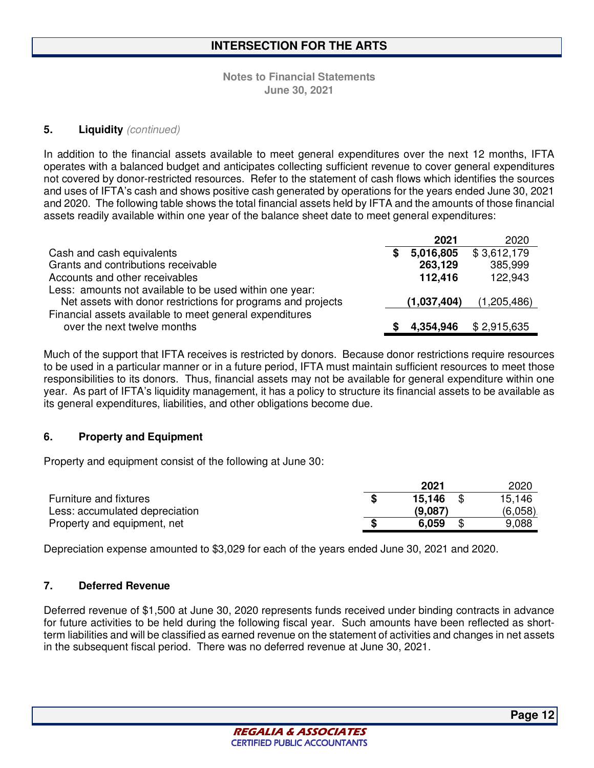#### 5. Liquidity *(continued)*

In addition to the financial assets available to meet general expenditures over the next 12 months, IFTA operates with a balanced budget and anticipates collecting sufficient revenue to cover general expenditures not covered by donor-restricted resources. Refer to the statement of cash flows which identifies the sources and uses of IFTA's cash and shows positive cash generated by operations for the years ended June 30, 2021 and 2020. The following table shows the total financial assets held by IFTA and the amounts of those financial assets readily available within one year of the balance sheet date to meet general expenditures:

| | **2021** | 2020 |
|---|---|---|
| Cash and cash equivalents | **$ 5,016,805** | $ 3,612,179 |
| Grants and contributions receivable | **263,129** | 385,999 |
| Accounts and other receivables | **112,416** | 122,943 |
| Less: amounts not available to be used within one year: | | |
| Net assets with donor restrictions for programs and projects | **(1,037,404)** | (1,205,486) |
| Financial assets available to meet general expenditures over the next twelve months | **$ 4,354,946** | $ 2,915,635 |

Much of the support that IFTA receives is restricted by donors. Because donor restrictions require resources to be used in a particular manner or in a future period, IFTA must maintain sufficient resources to meet those responsibilities to its donors. Thus, financial assets may not be available for general expenditure within one year. As part of IFTA's liquidity management, it has a policy to structure its financial assets to be available as its general expenditures, liabilities, and other obligations become due.

#### 6. Property and Equipment

Property and equipment consist of the following at June 30:

| | **2021** | 2020 |
|---|---|---|
| Furniture and fixtures | **$ 15,146** | $ 15,146 |
| Less: accumulated depreciation | **(9,087)** | (6,058) |
| Property and equipment, net | **$ 6,059** | $ 9,088 |

Depreciation expense amounted to $3,029 for each of the years ended June 30, 2021 and 2020.

#### 7. Deferred Revenue

Deferred revenue of $1,500 at June 30, 2020 represents funds received under binding contracts in advance for future activities to be held during the following fiscal year. Such amounts have been reflected as short-term liabilities and will be classified as earned revenue on the statement of activities and changes in net assets in the subsequent fiscal period. There was no deferred revenue at June 30, 2021.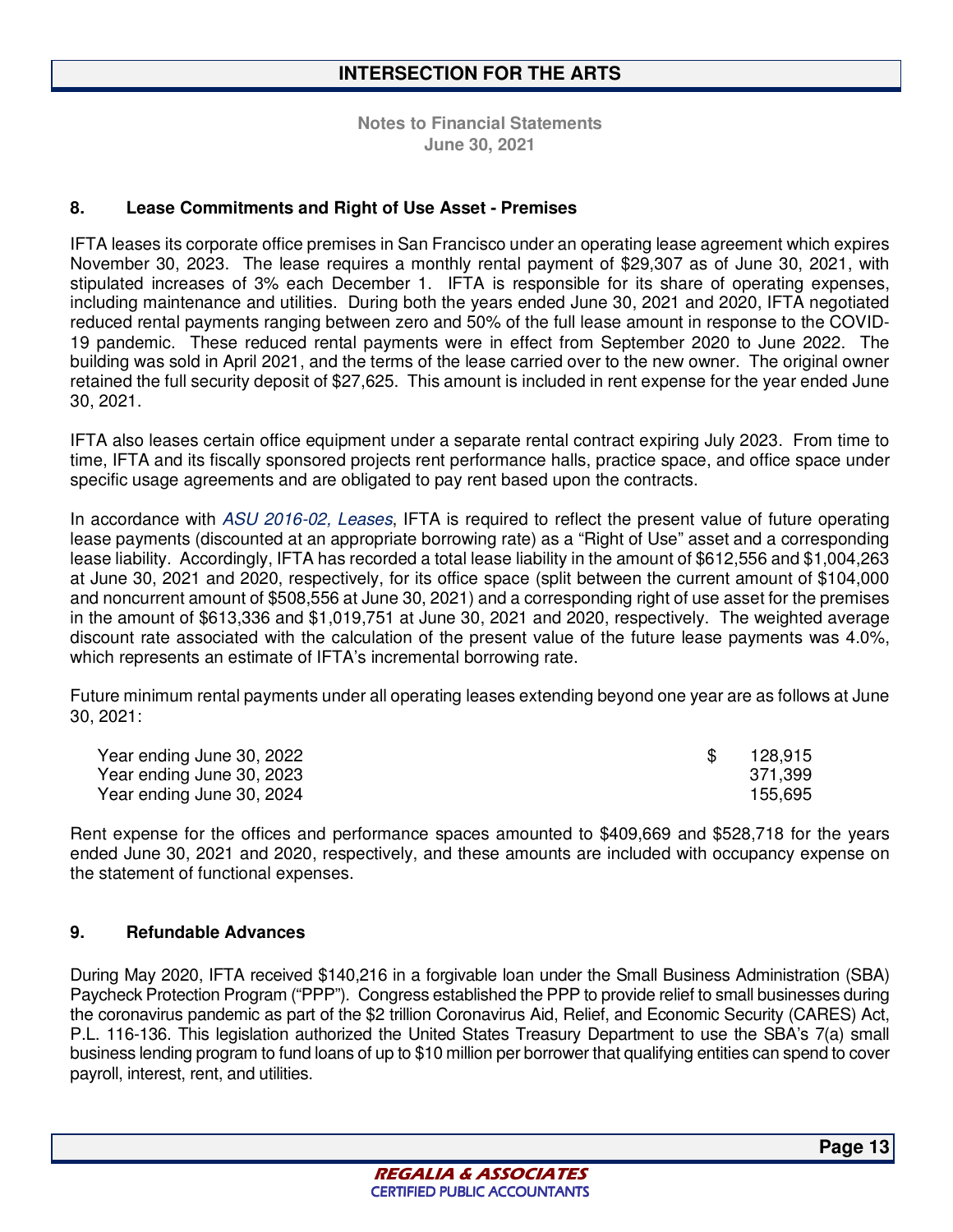## 8. Lease Commitments and Right of Use Asset - Premises

IFTA leases its corporate office premises in San Francisco under an operating lease agreement which expires November 30, 2023. The lease requires a monthly rental payment of $29,307 as of June 30, 2021, with stipulated increases of 3% each December 1. IFTA is responsible for its share of operating expenses, including maintenance and utilities. During both the years ended June 30, 2021 and 2020, IFTA negotiated reduced rental payments ranging between zero and 50% of the full lease amount in response to the COVID-19 pandemic. These reduced rental payments were in effect from September 2020 to June 2022. The building was sold in April 2021, and the terms of the lease carried over to the new owner. The original owner retained the full security deposit of $27,625. This amount is included in rent expense for the year ended June 30, 2021.

IFTA also leases certain office equipment under a separate rental contract expiring July 2023. From time to time, IFTA and its fiscally sponsored projects rent performance halls, practice space, and office space under specific usage agreements and are obligated to pay rent based upon the contracts.

In accordance with *ASU 2016-02, Leases*, IFTA is required to reflect the present value of future operating lease payments (discounted at an appropriate borrowing rate) as a "Right of Use" asset and a corresponding lease liability. Accordingly, IFTA has recorded a total lease liability in the amount of $612,556 and $1,004,263 at June 30, 2021 and 2020, respectively, for its office space (split between the current amount of $104,000 and noncurrent amount of $508,556 at June 30, 2021) and a corresponding right of use asset for the premises in the amount of $613,336 and $1,019,751 at June 30, 2021 and 2020, respectively. The weighted average discount rate associated with the calculation of the present value of the future lease payments was 4.0%, which represents an estimate of IFTA's incremental borrowing rate.

Future minimum rental payments under all operating leases extending beyond one year are as follows at June 30, 2021:

| | |
|---|---|
| Year ending June 30, 2022 | $ 128,915 |
| Year ending June 30, 2023 | 371,399 |
| Year ending June 30, 2024 | 155,695 |

Rent expense for the offices and performance spaces amounted to $409,669 and $528,718 for the years ended June 30, 2021 and 2020, respectively, and these amounts are included with occupancy expense on the statement of functional expenses.

## 9. Refundable Advances

During May 2020, IFTA received $140,216 in a forgivable loan under the Small Business Administration (SBA) Paycheck Protection Program ("PPP"). Congress established the PPP to provide relief to small businesses during the coronavirus pandemic as part of the $2 trillion Coronavirus Aid, Relief, and Economic Security (CARES) Act, P.L. 116-136. This legislation authorized the United States Treasury Department to use the SBA's 7(a) small business lending program to fund loans of up to $10 million per borrower that qualifying entities can spend to cover payroll, interest, rent, and utilities.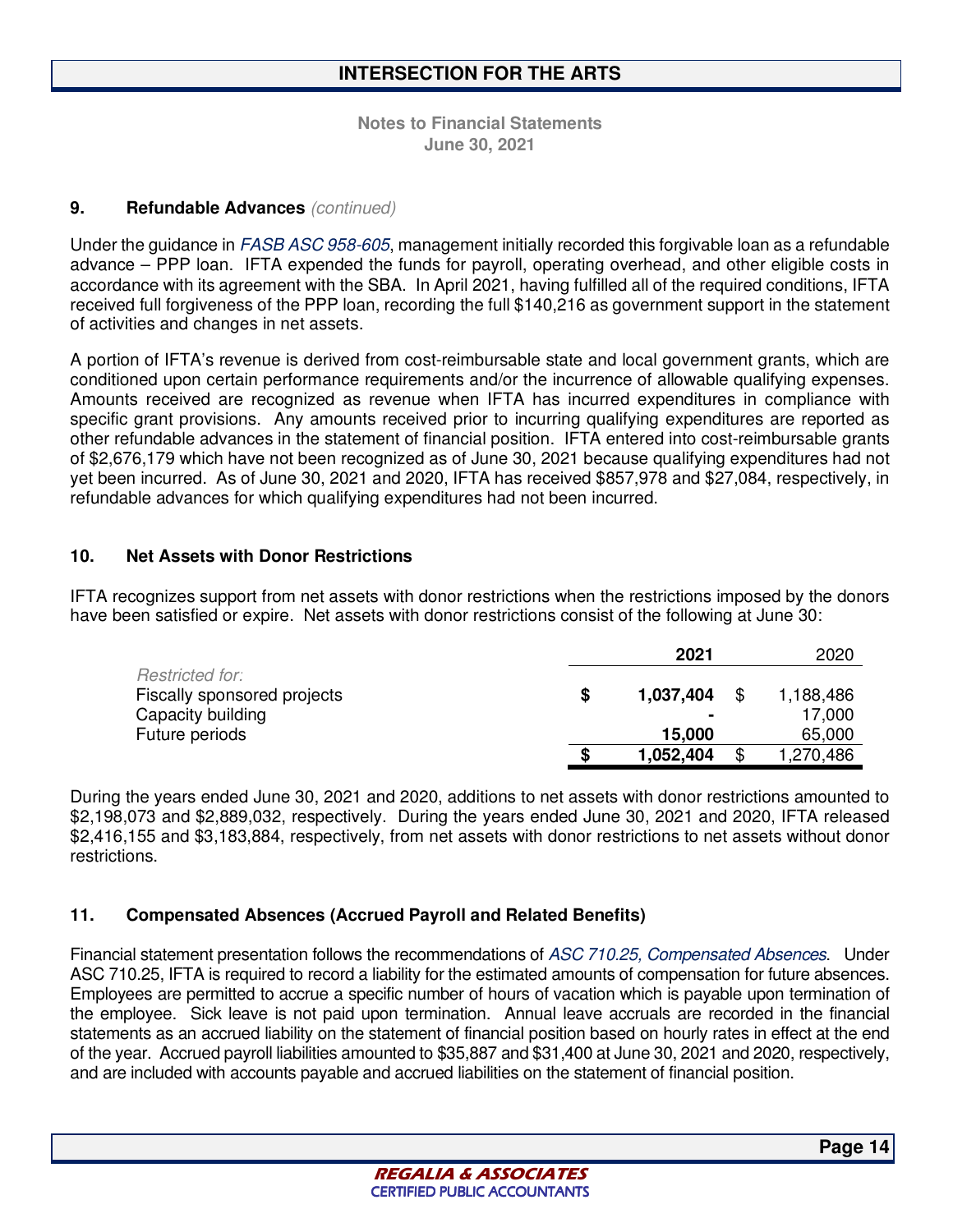### 9. Refundable Advances *(continued)*

Under the guidance in *FASB ASC 958-605*, management initially recorded this forgivable loan as a refundable advance – PPP loan. IFTA expended the funds for payroll, operating overhead, and other eligible costs in accordance with its agreement with the SBA. In April 2021, having fulfilled all of the required conditions, IFTA received full forgiveness of the PPP loan, recording the full $140,216 as government support in the statement of activities and changes in net assets.

A portion of IFTA's revenue is derived from cost-reimbursable state and local government grants, which are conditioned upon certain performance requirements and/or the incurrence of allowable qualifying expenses. Amounts received are recognized as revenue when IFTA has incurred expenditures in compliance with specific grant provisions. Any amounts received prior to incurring qualifying expenditures are reported as other refundable advances in the statement of financial position. IFTA entered into cost-reimbursable grants of $2,676,179 which have not been recognized as of June 30, 2021 because qualifying expenditures had not yet been incurred. As of June 30, 2021 and 2020, IFTA has received $857,978 and $27,084, respectively, in refundable advances for which qualifying expenditures had not been incurred.

### 10. Net Assets with Donor Restrictions

IFTA recognizes support from net assets with donor restrictions when the restrictions imposed by the donors have been satisfied or expire. Net assets with donor restrictions consist of the following at June 30:

| | **2021** | 2020 |
|---|---|---|
| *Restricted for:* | | |
| Fiscally sponsored projects | **$ 1,037,404** | $ 1,188,486 |
| Capacity building | **-** | 17,000 |
| Future periods | **15,000** | 65,000 |
| | **$ 1,052,404** | $ 1,270,486 |

During the years ended June 30, 2021 and 2020, additions to net assets with donor restrictions amounted to $2,198,073 and $2,889,032, respectively. During the years ended June 30, 2021 and 2020, IFTA released $2,416,155 and $3,183,884, respectively, from net assets with donor restrictions to net assets without donor restrictions.

### 11. Compensated Absences (Accrued Payroll and Related Benefits)

Financial statement presentation follows the recommendations of *ASC 710.25, Compensated Absences*. Under ASC 710.25, IFTA is required to record a liability for the estimated amounts of compensation for future absences. Employees are permitted to accrue a specific number of hours of vacation which is payable upon termination of the employee. Sick leave is not paid upon termination. Annual leave accruals are recorded in the financial statements as an accrued liability on the statement of financial position based on hourly rates in effect at the end of the year. Accrued payroll liabilities amounted to $35,887 and $31,400 at June 30, 2021 and 2020, respectively, and are included with accounts payable and accrued liabilities on the statement of financial position.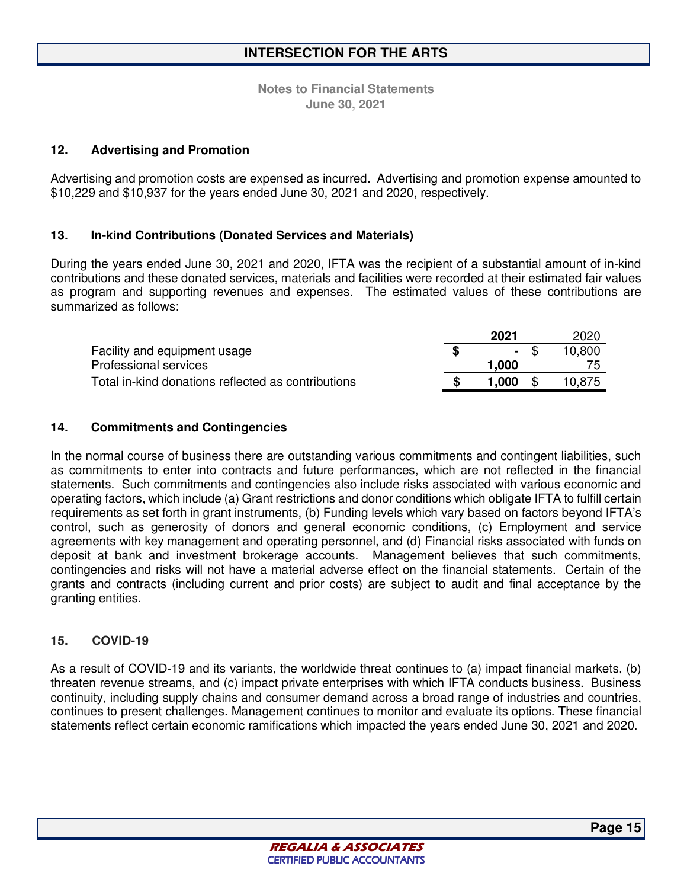**Notes to Financial Statements**
**June 30, 2021**

## 12. Advertising and Promotion

Advertising and promotion costs are expensed as incurred. Advertising and promotion expense amounted to $10,229 and $10,937 for the years ended June 30, 2021 and 2020, respectively.

## 13. In-kind Contributions (Donated Services and Materials)

During the years ended June 30, 2021 and 2020, IFTA was the recipient of a substantial amount of in-kind contributions and these donated services, materials and facilities were recorded at their estimated fair values as program and supporting revenues and expenses. The estimated values of these contributions are summarized as follows:

| | **2021** | 2020 |
|---|---|---|
| Facility and equipment usage | **$ -** | $ 10,800 |
| Professional services | **1,000** | 75 |
| Total in-kind donations reflected as contributions | **$ 1,000** | $ 10,875 |

## 14. Commitments and Contingencies

In the normal course of business there are outstanding various commitments and contingent liabilities, such as commitments to enter into contracts and future performances, which are not reflected in the financial statements. Such commitments and contingencies also include risks associated with various economic and operating factors, which include (a) Grant restrictions and donor conditions which obligate IFTA to fulfill certain requirements as set forth in grant instruments, (b) Funding levels which vary based on factors beyond IFTA's control, such as generosity of donors and general economic conditions, (c) Employment and service agreements with key management and operating personnel, and (d) Financial risks associated with funds on deposit at bank and investment brokerage accounts. Management believes that such commitments, contingencies and risks will not have a material adverse effect on the financial statements. Certain of the grants and contracts (including current and prior costs) are subject to audit and final acceptance by the granting entities.

## 15. COVID-19

As a result of COVID-19 and its variants, the worldwide threat continues to (a) impact financial markets, (b) threaten revenue streams, and (c) impact private enterprises with which IFTA conducts business. Business continuity, including supply chains and consumer demand across a broad range of industries and countries, continues to present challenges. Management continues to monitor and evaluate its options. These financial statements reflect certain economic ramifications which impacted the years ended June 30, 2021 and 2020.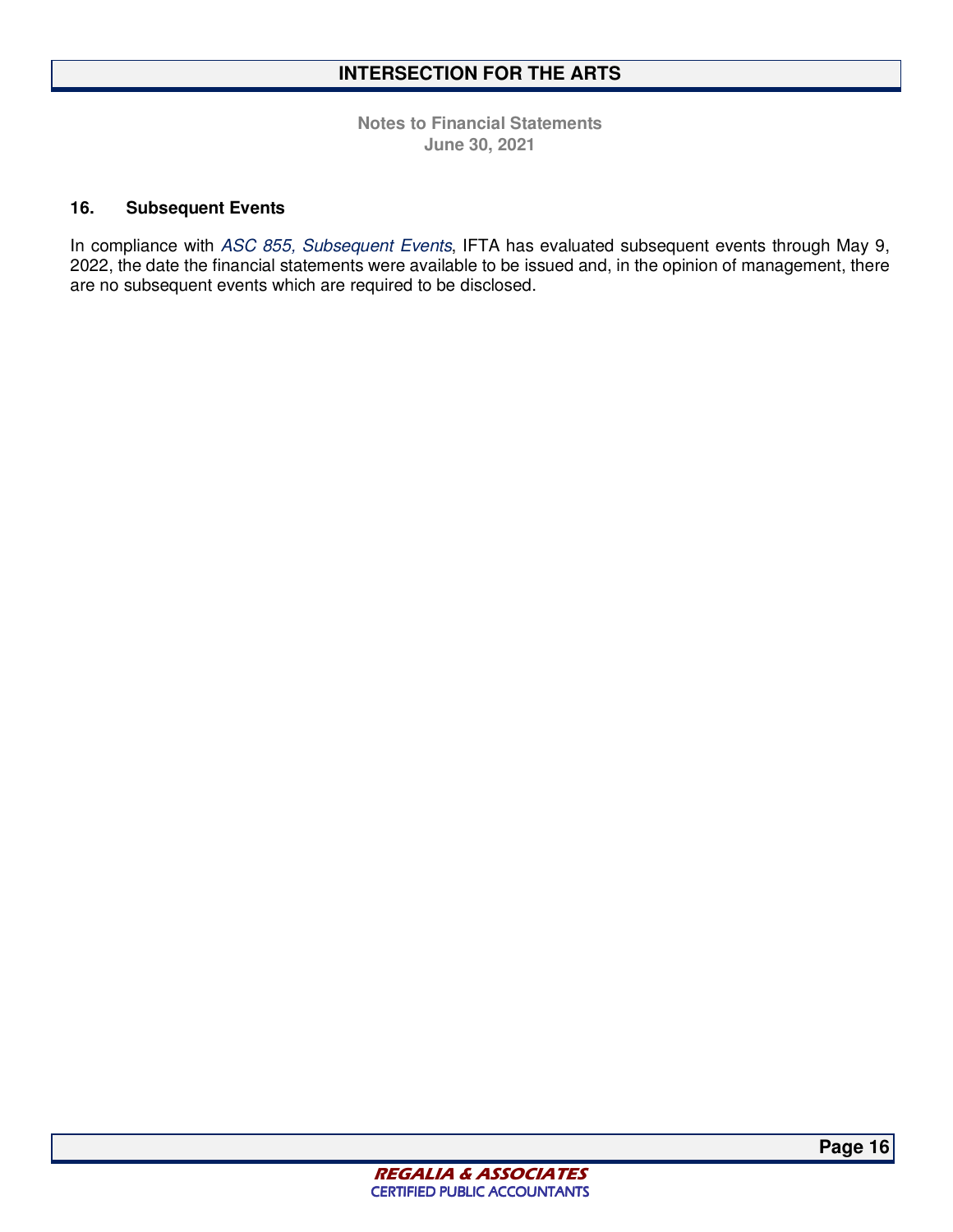### 16. Subsequent Events

In compliance with *ASC 855, Subsequent Events*, IFTA has evaluated subsequent events through May 9, 2022, the date the financial statements were available to be issued and, in the opinion of management, there are no subsequent events which are required to be disclosed.